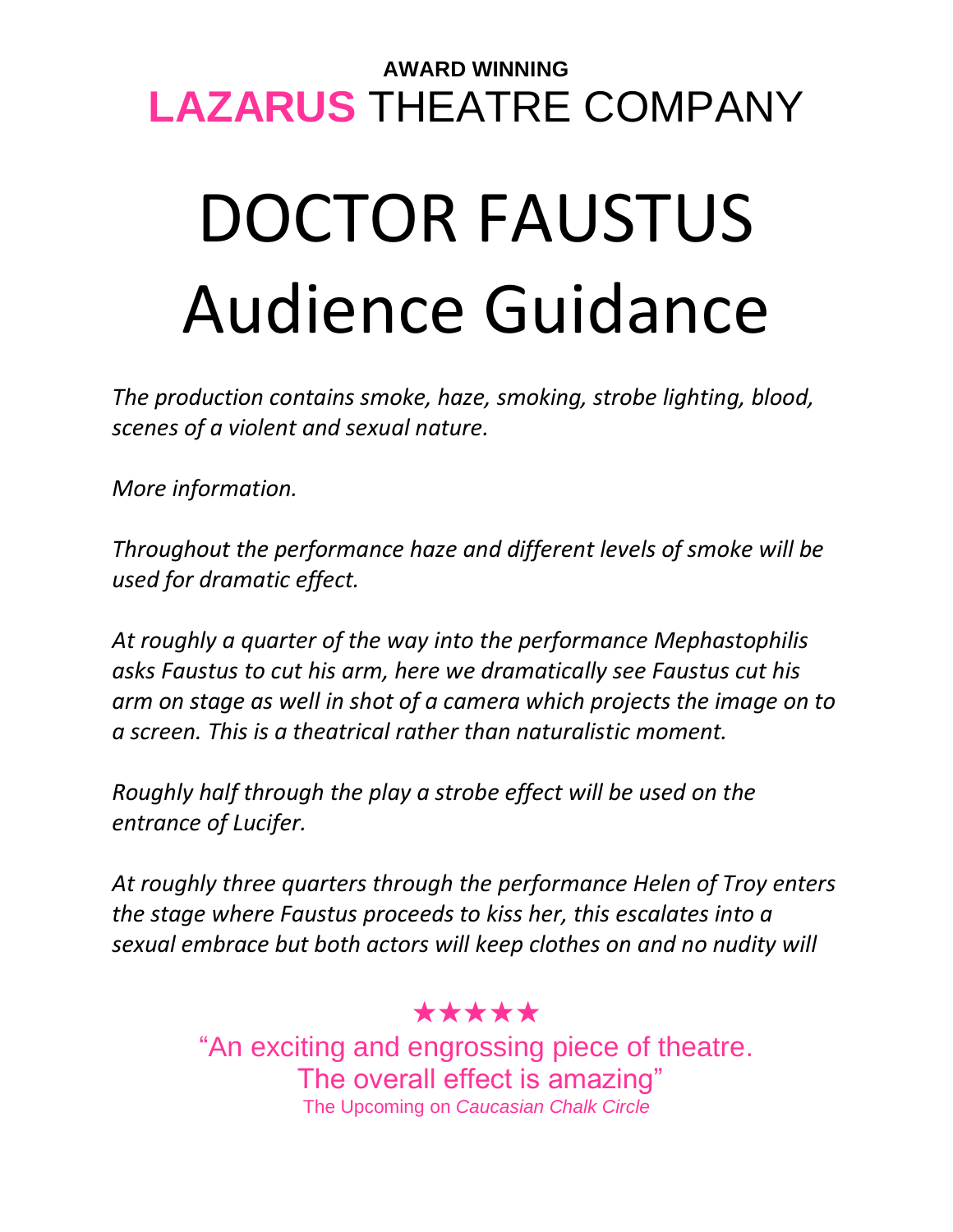**AWARD WINNING**

**LAZARUS** THEATRE COMPANY

# DOCTOR FAUSTUS Audience Guidance

*The production contains smoke, haze, smoking, strobe lighting, blood, scenes of a violent and sexual nature.*

*More information.*

*Throughout the performance haze and different levels of smoke will be used for dramatic effect.*

*At roughly a quarter of the way into the performance Mephastophilis asks Faustus to cut his arm, here we dramatically see Faustus cut his arm on stage as well in shot of a camera which projects the image on to a screen. This is a theatrical rather than naturalistic moment.*

*Roughly half through the play a strobe effect will be used on the entrance of Lucifer.*

*At roughly three quarters through the performance Helen of Troy enters the stage where Faustus proceeds to kiss her, this escalates into a sexual embrace but both actors will keep clothes on and no nudity will*

★★★★★

"An exciting and engrossing piece of theatre. The overall effect is amazing"

The Upcoming on *Caucasian Chalk Circle*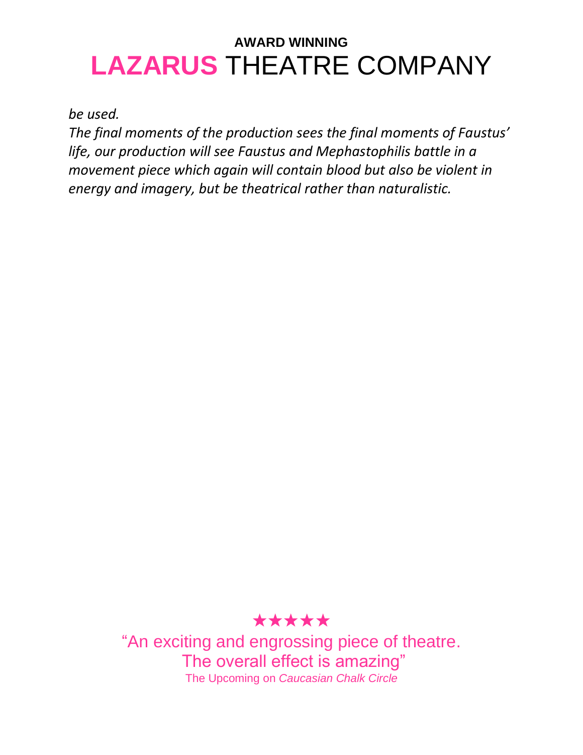*be used.*
*The final moments of the production sees the final moments of Faustus' life, our production will see Faustus and Mephastophilis battle in a movement piece which again will contain blood but also be violent in energy and imagery, but be theatrical rather than naturalistic.*

★★★★★
"An exciting and engrossing piece of theatre. The overall effect is amazing"
The Upcoming on *Caucasian Chalk Circle*